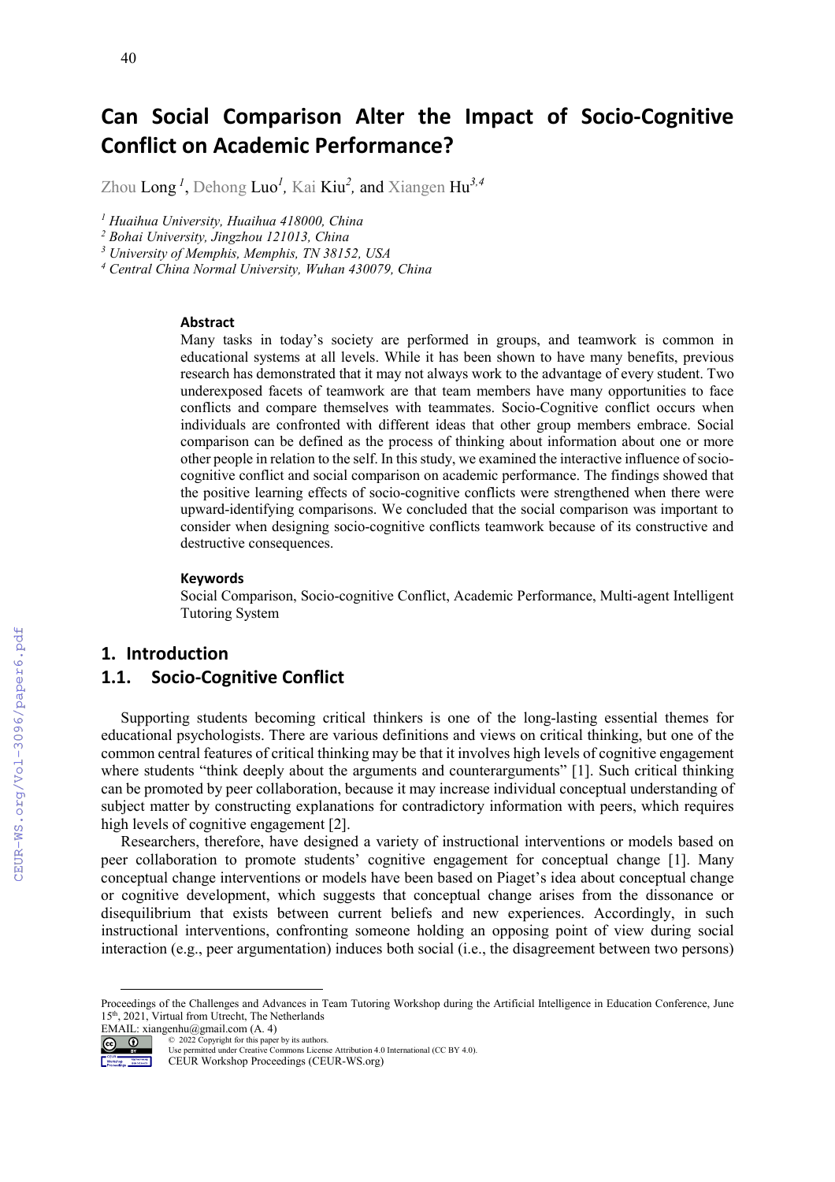# Can Social Comparison Alter the Impact of Socio-Cognitive Conflict on Academic Performance?

Zhou Long [1], Dehong Luo[1], Kai Kiu[2], and Xiangen Hu[3,4]

[1] *Huaihua University, Huaihua 418000, China*
[2] *Bohai University, Jingzhou 121013, China*
[3] *University of Memphis, Memphis, TN 38152, USA*
[4] *Central China Normal University, Wuhan 430079, China*

### Abstract

Many tasks in today's society are performed in groups, and teamwork is common in educational systems at all levels. While it has been shown to have many benefits, previous research has demonstrated that it may not always work to the advantage of every student. Two underexposed facets of teamwork are that team members have many opportunities to face conflicts and compare themselves with teammates. Socio-Cognitive conflict occurs when individuals are confronted with different ideas that other group members embrace. Social comparison can be defined as the process of thinking about information about one or more other people in relation to the self. In this study, we examined the interactive influence of socio-cognitive conflict and social comparison on academic performance. The findings showed that the positive learning effects of socio-cognitive conflicts were strengthened when there were upward-identifying comparisons. We concluded that the social comparison was important to consider when designing socio-cognitive conflicts teamwork because of its constructive and destructive consequences.

### Keywords

Social Comparison, Socio-cognitive Conflict, Academic Performance, Multi-agent Intelligent Tutoring System

## 1. Introduction

### 1.1. Socio-Cognitive Conflict

Supporting students becoming critical thinkers is one of the long-lasting essential themes for educational psychologists. There are various definitions and views on critical thinking, but one of the common central features of critical thinking may be that it involves high levels of cognitive engagement where students "think deeply about the arguments and counterarguments" [1]. Such critical thinking can be promoted by peer collaboration, because it may increase individual conceptual understanding of subject matter by constructing explanations for contradictory information with peers, which requires high levels of cognitive engagement [2].

Researchers, therefore, have designed a variety of instructional interventions or models based on peer collaboration to promote students' cognitive engagement for conceptual change [1]. Many conceptual change interventions or models have been based on Piaget's idea about conceptual change or cognitive development, which suggests that conceptual change arises from the dissonance or disequilibrium that exists between current beliefs and new experiences. Accordingly, in such instructional interventions, confronting someone holding an opposing point of view during social interaction (e.g., peer argumentation) induces both social (i.e., the disagreement between two persons)

---

Proceedings of the Challenges and Advances in Team Tutoring Workshop during the Artificial Intelligence in Education Conference, June 15th, 2021, Virtual from Utrecht, The Netherlands
EMAIL: xiangenhu@gmail.com (A. 4)
© 2022 Copyright for this paper by its authors.
Use permitted under Creative Commons License Attribution 4.0 International (CC BY 4.0).
CEUR Workshop Proceedings (CEUR-WS.org)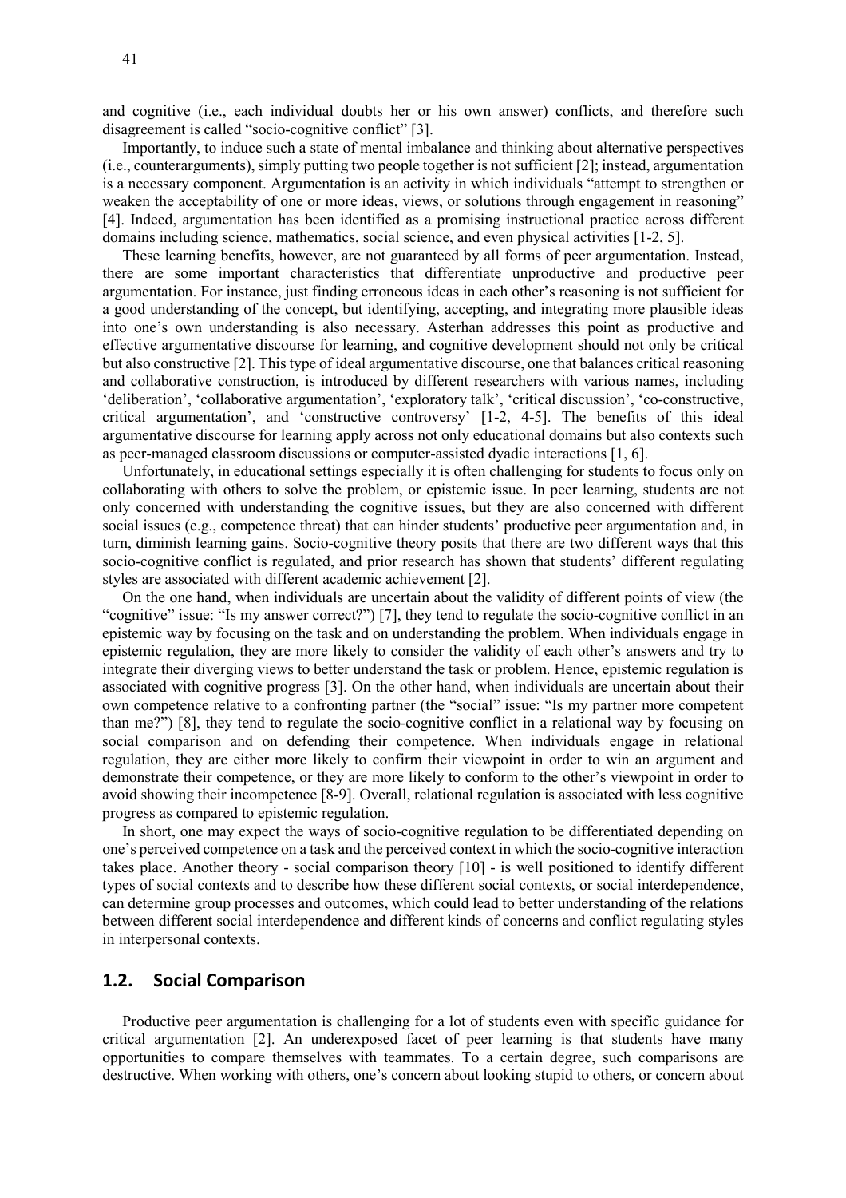and cognitive (i.e., each individual doubts her or his own answer) conflicts, and therefore such disagreement is called "socio-cognitive conflict" [3].

Importantly, to induce such a state of mental imbalance and thinking about alternative perspectives (i.e., counterarguments), simply putting two people together is not sufficient [2]; instead, argumentation is a necessary component. Argumentation is an activity in which individuals "attempt to strengthen or weaken the acceptability of one or more ideas, views, or solutions through engagement in reasoning" [4]. Indeed, argumentation has been identified as a promising instructional practice across different domains including science, mathematics, social science, and even physical activities [1-2, 5].

These learning benefits, however, are not guaranteed by all forms of peer argumentation. Instead, there are some important characteristics that differentiate unproductive and productive peer argumentation. For instance, just finding erroneous ideas in each other's reasoning is not sufficient for a good understanding of the concept, but identifying, accepting, and integrating more plausible ideas into one's own understanding is also necessary. Asterhan addresses this point as productive and effective argumentative discourse for learning, and cognitive development should not only be critical but also constructive [2]. This type of ideal argumentative discourse, one that balances critical reasoning and collaborative construction, is introduced by different researchers with various names, including 'deliberation', 'collaborative argumentation', 'exploratory talk', 'critical discussion', 'co-constructive, critical argumentation', and 'constructive controversy' [1-2, 4-5]. The benefits of this ideal argumentative discourse for learning apply across not only educational domains but also contexts such as peer-managed classroom discussions or computer-assisted dyadic interactions [1, 6].

Unfortunately, in educational settings especially it is often challenging for students to focus only on collaborating with others to solve the problem, or epistemic issue. In peer learning, students are not only concerned with understanding the cognitive issues, but they are also concerned with different social issues (e.g., competence threat) that can hinder students' productive peer argumentation and, in turn, diminish learning gains. Socio-cognitive theory posits that there are two different ways that this socio-cognitive conflict is regulated, and prior research has shown that students' different regulating styles are associated with different academic achievement [2].

On the one hand, when individuals are uncertain about the validity of different points of view (the "cognitive" issue: "Is my answer correct?") [7], they tend to regulate the socio-cognitive conflict in an epistemic way by focusing on the task and on understanding the problem. When individuals engage in epistemic regulation, they are more likely to consider the validity of each other's answers and try to integrate their diverging views to better understand the task or problem. Hence, epistemic regulation is associated with cognitive progress [3]. On the other hand, when individuals are uncertain about their own competence relative to a confronting partner (the "social" issue: "Is my partner more competent than me?") [8], they tend to regulate the socio-cognitive conflict in a relational way by focusing on social comparison and on defending their competence. When individuals engage in relational regulation, they are either more likely to confirm their viewpoint in order to win an argument and demonstrate their competence, or they are more likely to conform to the other's viewpoint in order to avoid showing their incompetence [8-9]. Overall, relational regulation is associated with less cognitive progress as compared to epistemic regulation.

In short, one may expect the ways of socio-cognitive regulation to be differentiated depending on one's perceived competence on a task and the perceived context in which the socio-cognitive interaction takes place. Another theory - social comparison theory [10] - is well positioned to identify different types of social contexts and to describe how these different social contexts, or social interdependence, can determine group processes and outcomes, which could lead to better understanding of the relations between different social interdependence and different kinds of concerns and conflict regulating styles in interpersonal contexts.

## 1.2. Social Comparison

Productive peer argumentation is challenging for a lot of students even with specific guidance for critical argumentation [2]. An underexposed facet of peer learning is that students have many opportunities to compare themselves with teammates. To a certain degree, such comparisons are destructive. When working with others, one's concern about looking stupid to others, or concern about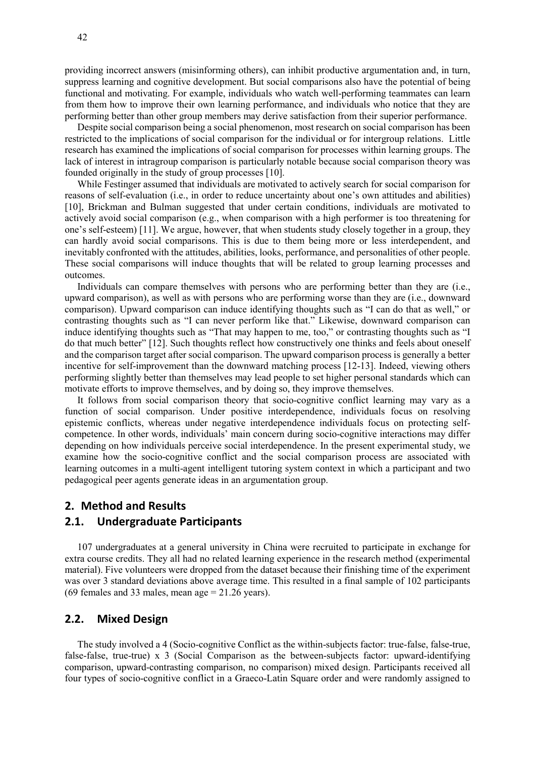providing incorrect answers (misinforming others), can inhibit productive argumentation and, in turn, suppress learning and cognitive development. But social comparisons also have the potential of being functional and motivating. For example, individuals who watch well-performing teammates can learn from them how to improve their own learning performance, and individuals who notice that they are performing better than other group members may derive satisfaction from their superior performance.

Despite social comparison being a social phenomenon, most research on social comparison has been restricted to the implications of social comparison for the individual or for intergroup relations. Little research has examined the implications of social comparison for processes within learning groups. The lack of interest in intragroup comparison is particularly notable because social comparison theory was founded originally in the study of group processes [10].

While Festinger assumed that individuals are motivated to actively search for social comparison for reasons of self-evaluation (i.e., in order to reduce uncertainty about one's own attitudes and abilities) [10], Brickman and Bulman suggested that under certain conditions, individuals are motivated to actively avoid social comparison (e.g., when comparison with a high performer is too threatening for one's self-esteem) [11]. We argue, however, that when students study closely together in a group, they can hardly avoid social comparisons. This is due to them being more or less interdependent, and inevitably confronted with the attitudes, abilities, looks, performance, and personalities of other people. These social comparisons will induce thoughts that will be related to group learning processes and outcomes.

Individuals can compare themselves with persons who are performing better than they are (i.e., upward comparison), as well as with persons who are performing worse than they are (i.e., downward comparison). Upward comparison can induce identifying thoughts such as "I can do that as well," or contrasting thoughts such as "I can never perform like that." Likewise, downward comparison can induce identifying thoughts such as "That may happen to me, too," or contrasting thoughts such as "I do that much better" [12]. Such thoughts reflect how constructively one thinks and feels about oneself and the comparison target after social comparison. The upward comparison process is generally a better incentive for self-improvement than the downward matching process [12-13]. Indeed, viewing others performing slightly better than themselves may lead people to set higher personal standards which can motivate efforts to improve themselves, and by doing so, they improve themselves.

It follows from social comparison theory that socio-cognitive conflict learning may vary as a function of social comparison. Under positive interdependence, individuals focus on resolving epistemic conflicts, whereas under negative interdependence individuals focus on protecting self-competence. In other words, individuals' main concern during socio-cognitive interactions may differ depending on how individuals perceive social interdependence. In the present experimental study, we examine how the socio-cognitive conflict and the social comparison process are associated with learning outcomes in a multi-agent intelligent tutoring system context in which a participant and two pedagogical peer agents generate ideas in an argumentation group.

## 2. Method and Results

### 2.1. Undergraduate Participants

107 undergraduates at a general university in China were recruited to participate in exchange for extra course credits. They all had no related learning experience in the research method (experimental material). Five volunteers were dropped from the dataset because their finishing time of the experiment was over 3 standard deviations above average time. This resulted in a final sample of 102 participants (69 females and 33 males, mean age = 21.26 years).

### 2.2. Mixed Design

The study involved a 4 (Socio-cognitive Conflict as the within-subjects factor: true-false, false-true, false-false, true-true) x 3 (Social Comparison as the between-subjects factor: upward-identifying comparison, upward-contrasting comparison, no comparison) mixed design. Participants received all four types of socio-cognitive conflict in a Graeco-Latin Square order and were randomly assigned to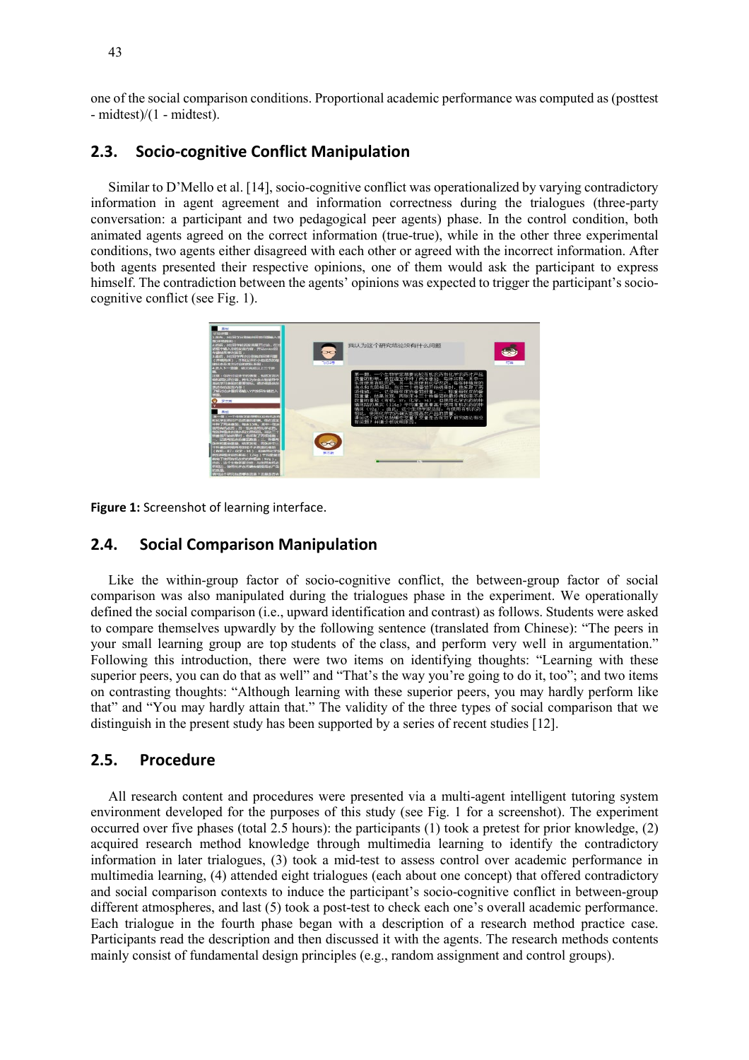one of the social comparison conditions. Proportional academic performance was computed as (posttest - midtest)/(1 - midtest).

## 2.3. Socio-cognitive Conflict Manipulation

Similar to D'Mello et al. [14], socio-cognitive conflict was operationalized by varying contradictory information in agent agreement and information correctness during the trialogues (three-party conversation: a participant and two pedagogical peer agents) phase. In the control condition, both animated agents agreed on the correct information (true-true), while in the other three experimental conditions, two agents either disagreed with each other or agreed with the incorrect information. After both agents presented their respective opinions, one of them would ask the participant to express himself. The contradiction between the agents' opinions was expected to trigger the participant's socio-cognitive conflict (see Fig. 1).

**Figure 1:** Screenshot of learning interface.

## 2.4. Social Comparison Manipulation

Like the within-group factor of socio-cognitive conflict, the between-group factor of social comparison was also manipulated during the trialogues phase in the experiment. We operationally defined the social comparison (i.e., upward identification and contrast) as follows. Students were asked to compare themselves upwardly by the following sentence (translated from Chinese): "The peers in your small learning group are top students of the class, and perform very well in argumentation." Following this introduction, there were two items on identifying thoughts: "Learning with these superior peers, you can do that as well" and "That's the way you're going to do it, too"; and two items on contrasting thoughts: "Although learning with these superior peers, you may hardly perform like that" and "You may hardly attain that." The validity of the three types of social comparison that we distinguish in the present study has been supported by a series of recent studies [12].

## 2.5. Procedure

All research content and procedures were presented via a multi-agent intelligent tutoring system environment developed for the purposes of this study (see Fig. 1 for a screenshot). The experiment occurred over five phases (total 2.5 hours): the participants (1) took a pretest for prior knowledge, (2) acquired research method knowledge through multimedia learning to identify the contradictory information in later trialogues, (3) took a mid-test to assess control over academic performance in multimedia learning, (4) attended eight trialogues (each about one concept) that offered contradictory and social comparison contexts to induce the participant's socio-cognitive conflict in between-group different atmospheres, and last (5) took a post-test to check each one's overall academic performance. Each trialogue in the fourth phase began with a description of a research method practice case. Participants read the description and then discussed it with the agents. The research methods contents mainly consist of fundamental design principles (e.g., random assignment and control groups).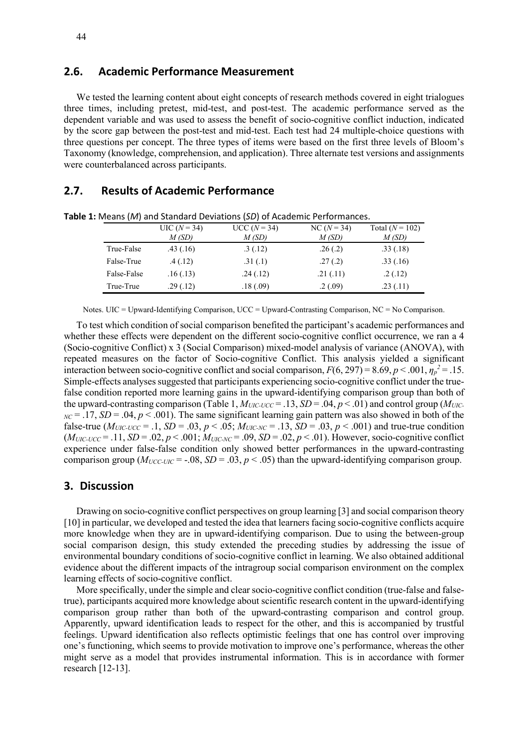## 2.6. Academic Performance Measurement

We tested the learning content about eight concepts of research methods covered in eight trialogues three times, including pretest, mid-test, and post-test. The academic performance served as the dependent variable and was used to assess the benefit of socio-cognitive conflict induction, indicated by the score gap between the post-test and mid-test. Each test had 24 multiple-choice questions with three questions per concept. The three types of items were based on the first three levels of Bloom's Taxonomy (knowledge, comprehension, and application). Three alternate test versions and assignments were counterbalanced across participants.

## 2.7. Results of Academic Performance

**Table 1:** Means (*M*) and Standard Deviations (*SD*) of Academic Performances.

| | UIC ($N$ = 34) | UCC ($N$ = 34) | NC ($N$ = 34) | Total ($N$ = 102) |
|---|---|---|---|---|
| | *M (SD)* | *M (SD)* | *M (SD)* | *M (SD)* |
| True-False | .43 (.16) | .3 (.12) | .26 (.2) | .33 (.18) |
| False-True | .4 (.12) | .31 (.1) | .27 (.2) | .33 (.16) |
| False-False | .16 (.13) | .24 (.12) | .21 (.11) | .2 (.12) |
| True-True | .29 (.12) | .18 (.09) | .2 (.09) | .23 (.11) |

Notes. UIC = Upward-Identifying Comparison, UCC = Upward-Contrasting Comparison, NC = No Comparison.

To test which condition of social comparison benefited the participant's academic performances and whether these effects were dependent on the different socio-cognitive conflict occurrence, we ran a 4 (Socio-cognitive Conflict) x 3 (Social Comparison) mixed-model analysis of variance (ANOVA), with repeated measures on the factor of Socio-cognitive Conflict. This analysis yielded a significant interaction between socio-cognitive conflict and social comparison, $F(6, 297) = 8.69$, $p < .001$, $\eta_p^2 = .15$. Simple-effects analyses suggested that participants experiencing socio-cognitive conflict under the true-false condition reported more learning gains in the upward-identifying comparison group than both of the upward-contrasting comparison (Table 1, $M_{UIC\text{-}UCC} = .13$, $SD = .04$, $p < .01$) and control group ($M_{UIC\text{-}NC} = .17$, $SD = .04$, $p < .001$). The same significant learning gain pattern was also showed in both of the false-true ($M_{UIC\text{-}UCC} = .1$, $SD = .03$, $p < .05$; $M_{UIC\text{-}NC} = .13$, $SD = .03$, $p < .001$) and true-true condition ($M_{UIC\text{-}UCC} = .11$, $SD = .02$, $p < .001$; $M_{UIC\text{-}NC} = .09$, $SD = .02$, $p < .01$). However, socio-cognitive conflict experience under false-false condition only showed better performances in the upward-contrasting comparison group ($M_{UCC\text{-}UIC} = -.08$, $SD = .03$, $p < .05$) than the upward-identifying comparison group.

## 3. Discussion

Drawing on socio-cognitive conflict perspectives on group learning [3] and social comparison theory [10] in particular, we developed and tested the idea that learners facing socio-cognitive conflicts acquire more knowledge when they are in upward-identifying comparison. Due to using the between-group social comparison design, this study extended the preceding studies by addressing the issue of environmental boundary conditions of socio-cognitive conflict in learning. We also obtained additional evidence about the different impacts of the intragroup social comparison environment on the complex learning effects of socio-cognitive conflict.

More specifically, under the simple and clear socio-cognitive conflict condition (true-false and false-true), participants acquired more knowledge about scientific research content in the upward-identifying comparison group rather than both of the upward-contrasting comparison and control group. Apparently, upward identification leads to respect for the other, and this is accompanied by trustful feelings. Upward identification also reflects optimistic feelings that one has control over improving one's functioning, which seems to provide motivation to improve one's performance, whereas the other might serve as a model that provides instrumental information. This is in accordance with former research [12-13].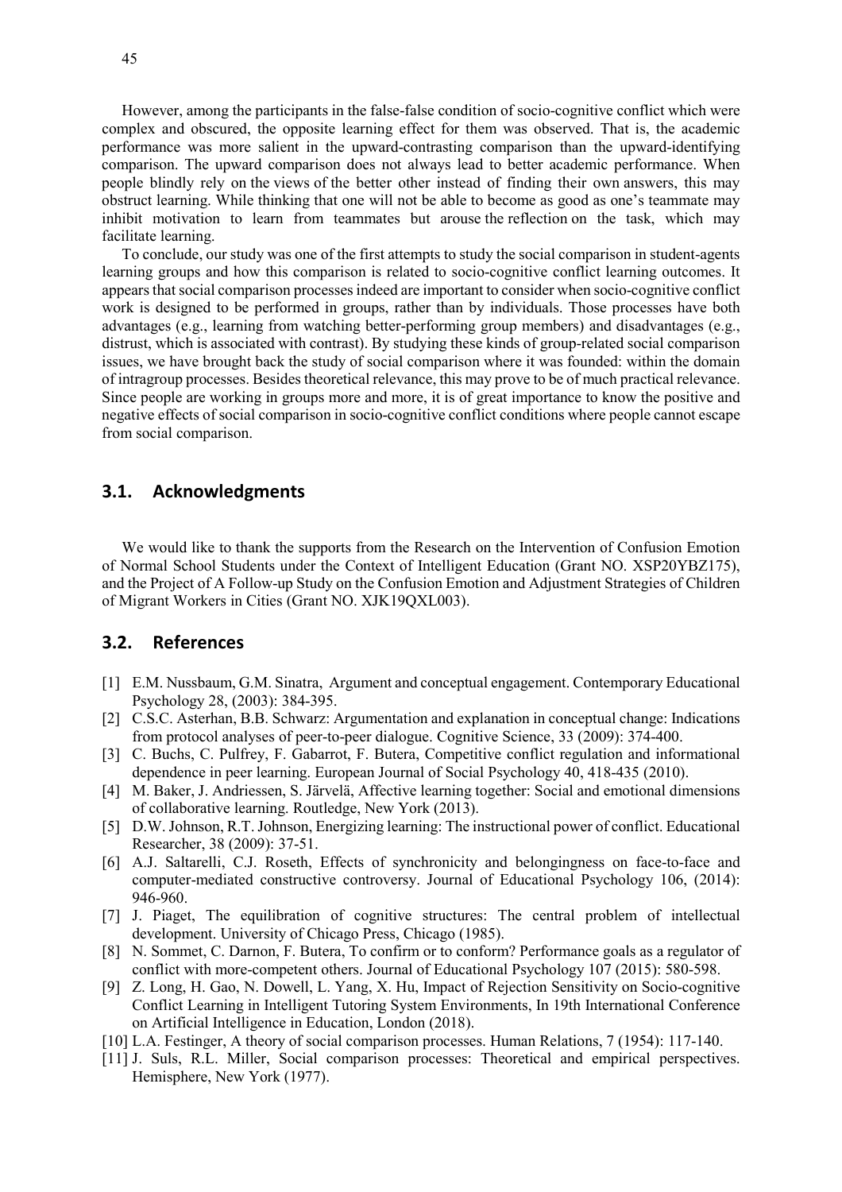However, among the participants in the false-false condition of socio-cognitive conflict which were complex and obscured, the opposite learning effect for them was observed. That is, the academic performance was more salient in the upward-contrasting comparison than the upward-identifying comparison. The upward comparison does not always lead to better academic performance. When people blindly rely on the views of the better other instead of finding their own answers, this may obstruct learning. While thinking that one will not be able to become as good as one's teammate may inhibit motivation to learn from teammates but arouse the reflection on the task, which may facilitate learning.

To conclude, our study was one of the first attempts to study the social comparison in student-agents learning groups and how this comparison is related to socio-cognitive conflict learning outcomes. It appears that social comparison processes indeed are important to consider when socio-cognitive conflict work is designed to be performed in groups, rather than by individuals. Those processes have both advantages (e.g., learning from watching better-performing group members) and disadvantages (e.g., distrust, which is associated with contrast). By studying these kinds of group-related social comparison issues, we have brought back the study of social comparison where it was founded: within the domain of intragroup processes. Besides theoretical relevance, this may prove to be of much practical relevance. Since people are working in groups more and more, it is of great importance to know the positive and negative effects of social comparison in socio-cognitive conflict conditions where people cannot escape from social comparison.

## 3.1. Acknowledgments

We would like to thank the supports from the Research on the Intervention of Confusion Emotion of Normal School Students under the Context of Intelligent Education (Grant NO. XSP20YBZ175), and the Project of A Follow-up Study on the Confusion Emotion and Adjustment Strategies of Children of Migrant Workers in Cities (Grant NO. XJK19QXL003).

## 3.2. References

[1] E.M. Nussbaum, G.M. Sinatra, Argument and conceptual engagement. Contemporary Educational Psychology 28, (2003): 384-395.

[2] C.S.C. Asterhan, B.B. Schwarz: Argumentation and explanation in conceptual change: Indications from protocol analyses of peer-to-peer dialogue. Cognitive Science, 33 (2009): 374-400.

[3] C. Buchs, C. Pulfrey, F. Gabarrot, F. Butera, Competitive conflict regulation and informational dependence in peer learning. European Journal of Social Psychology 40, 418-435 (2010).

[4] M. Baker, J. Andriessen, S. Järvelä, Affective learning together: Social and emotional dimensions of collaborative learning. Routledge, New York (2013).

[5] D.W. Johnson, R.T. Johnson, Energizing learning: The instructional power of conflict. Educational Researcher, 38 (2009): 37-51.

[6] A.J. Saltarelli, C.J. Roseth, Effects of synchronicity and belongingness on face-to-face and computer-mediated constructive controversy. Journal of Educational Psychology 106, (2014): 946-960.

[7] J. Piaget, The equilibration of cognitive structures: The central problem of intellectual development. University of Chicago Press, Chicago (1985).

[8] N. Sommet, C. Darnon, F. Butera, To confirm or to conform? Performance goals as a regulator of conflict with more-competent others. Journal of Educational Psychology 107 (2015): 580-598.

[9] Z. Long, H. Gao, N. Dowell, L. Yang, X. Hu, Impact of Rejection Sensitivity on Socio-cognitive Conflict Learning in Intelligent Tutoring System Environments, In 19th International Conference on Artificial Intelligence in Education, London (2018).

[10] L.A. Festinger, A theory of social comparison processes. Human Relations, 7 (1954): 117-140.

[11] J. Suls, R.L. Miller, Social comparison processes: Theoretical and empirical perspectives. Hemisphere, New York (1977).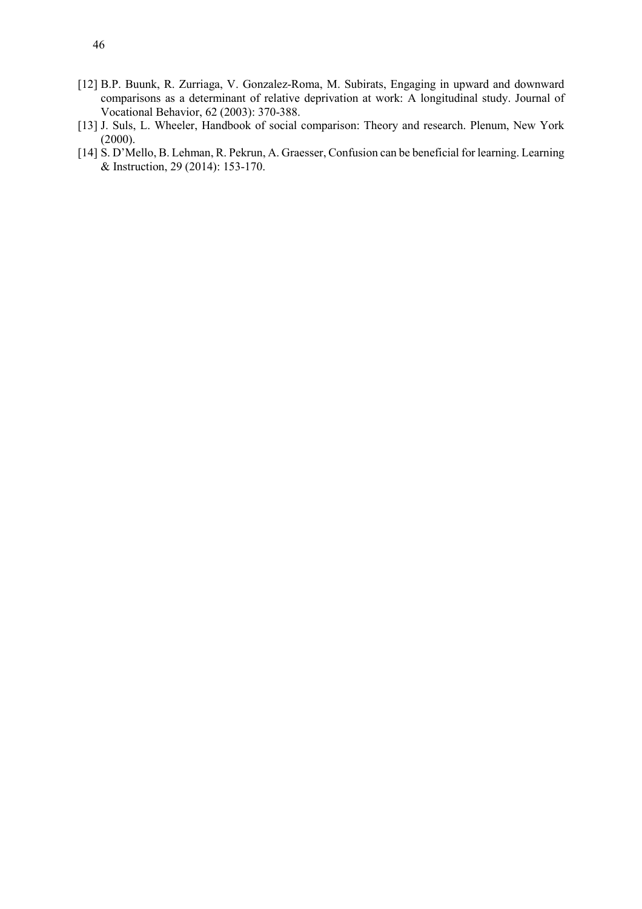[12] B.P. Buunk, R. Zurriaga, V. Gonzalez-Roma, M. Subirats, Engaging in upward and downward comparisons as a determinant of relative deprivation at work: A longitudinal study. Journal of Vocational Behavior, 62 (2003): 370-388.

[13] J. Suls, L. Wheeler, Handbook of social comparison: Theory and research. Plenum, New York (2000).

[14] S. D'Mello, B. Lehman, R. Pekrun, A. Graesser, Confusion can be beneficial for learning. Learning & Instruction, 29 (2014): 153-170.